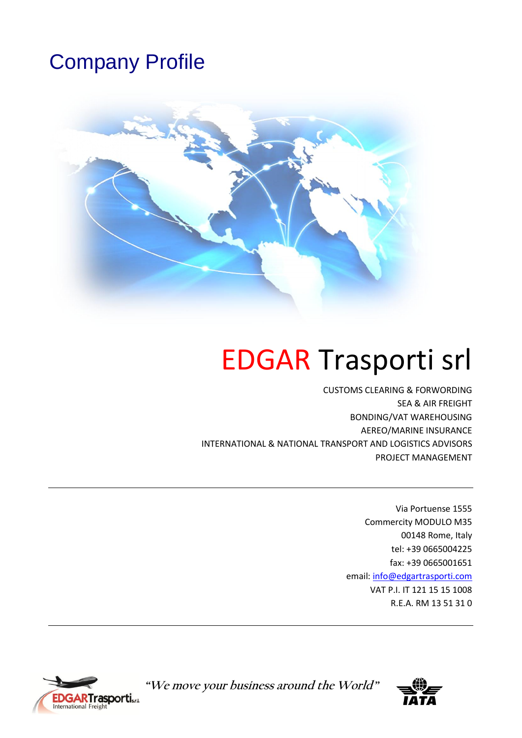# Company Profile

# EDGAR Trasporti srl

CUSTOMS CLEARING & FORWORDING
SEA & AIR FREIGHT
BONDING/VAT WAREHOUSING
AEREO/MARINE INSURANCE
INTERNATIONAL & NATIONAL TRANSPORT AND LOGISTICS ADVISORS
PROJECT MANAGEMENT

---

Via Portuense 1555
Commercity MODULO M35
00148 Rome, Italy
tel: +39 0665004225
fax: +39 0665001651
email: info@edgartrasporti.com
VAT P.I. IT 121 15 15 1008
R.E.A. RM 13 51 31 0

---

EDGARTrasporti s.r.l. International Freight

*"We move your business around the World"*

IATA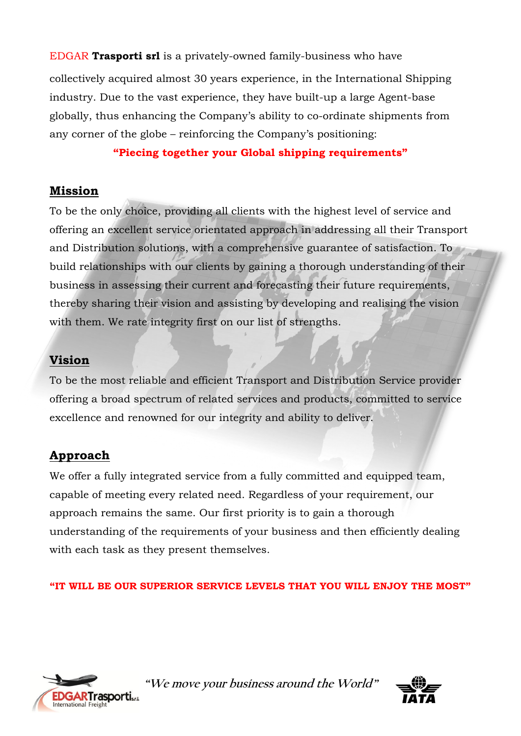EDGAR **Trasporti srl** is a privately-owned family-business who have collectively acquired almost 30 years experience, in the International Shipping industry. Due to the vast experience, they have built-up a large Agent-base globally, thus enhancing the Company's ability to co-ordinate shipments from any corner of the globe – reinforcing the Company's positioning:

**"Piecing together your Global shipping requirements"**

## Mission

To be the only choice, providing all clients with the highest level of service and offering an excellent service orientated approach in addressing all their Transport and Distribution solutions, with a comprehensive guarantee of satisfaction. To build relationships with our clients by gaining a thorough understanding of their business in assessing their current and forecasting their future requirements, thereby sharing their vision and assisting by developing and realising the vision with them. We rate integrity first on our list of strengths.

## Vision

To be the most reliable and efficient Transport and Distribution Service provider offering a broad spectrum of related services and products, committed to service excellence and renowned for our integrity and ability to deliver.

## Approach

We offer a fully integrated service from a fully committed and equipped team, capable of meeting every related need. Regardless of your requirement, our approach remains the same. Our first priority is to gain a thorough understanding of the requirements of your business and then efficiently dealing with each task as they present themselves.

**"IT WILL BE OUR SUPERIOR SERVICE LEVELS THAT YOU WILL ENJOY THE MOST"**

EDGARTrasporti s.r.l. International Freight

*"We move your business around the World"*

IATA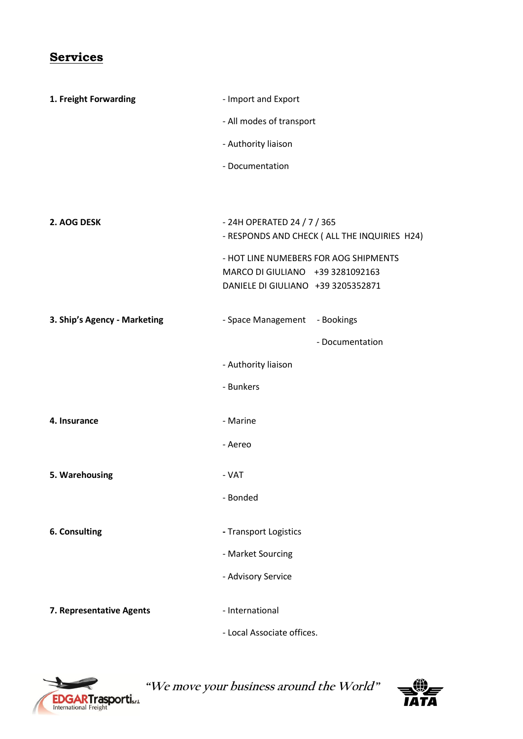## Services

| | |
|---|---|
| **1. Freight Forwarding** | - Import and Export |
| | - All modes of transport |
| | - Authority liaison |
| | - Documentation |
| **2. AOG DESK** | - 24H OPERATED 24 / 7 / 365 |
| | - RESPONDS AND CHECK ( ALL THE INQUIRIES H24) |
| | - HOT LINE NUMEBERS FOR AOG SHIPMENTS |
| | MARCO DI GIULIANO +39 3281092163 |
| | DANIELE DI GIULIANO +39 3205352871 |
| **3. Ship's Agency - Marketing** | - Space Management - Bookings |
| | - Documentation |
| | - Authority liaison |
| | - Bunkers |
| **4. Insurance** | - Marine |
| | - Aereo |
| **5. Warehousing** | - VAT |
| | - Bonded |
| **6. Consulting** | - Transport Logistics |
| | - Market Sourcing |
| | - Advisory Service |
| **7. Representative Agents** | - International |
| | - Local Associate offices. |

EDGAR Trasporti s.r.l. International Freight

*"We move your business around the World"*

IATA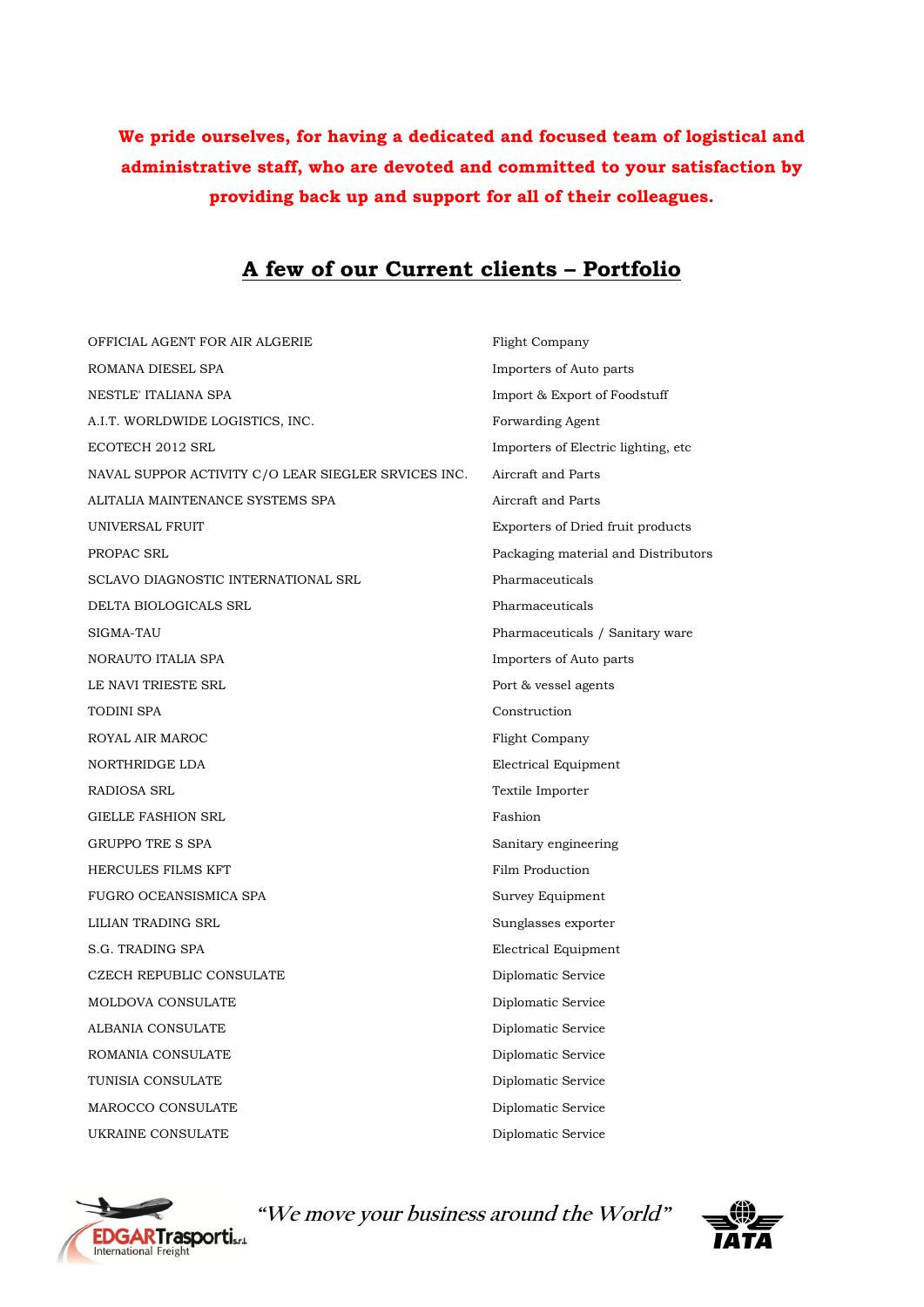**We pride ourselves, for having a dedicated and focused team of logistical and administrative staff, who are devoted and committed to your satisfaction by providing back up and support for all of their colleagues.**

## A few of our Current clients – Portfolio

| | |
|---|---|
| OFFICIAL AGENT FOR AIR ALGERIE | Flight Company |
| ROMANA DIESEL SPA | Importers of Auto parts |
| NESTLE' ITALIANA SPA | Import & Export of Foodstuff |
| A.I.T. WORLDWIDE LOGISTICS, INC. | Forwarding Agent |
| ECOTECH 2012 SRL | Importers of Electric lighting, etc |
| NAVAL SUPPOR ACTIVITY C/O LEAR SIEGLER SRVICES INC. | Aircraft and Parts |
| ALITALIA MAINTENANCE SYSTEMS SPA | Aircraft and Parts |
| UNIVERSAL FRUIT | Exporters of Dried fruit products |
| PROPAC SRL | Packaging material and Distributors |
| SCLAVO DIAGNOSTIC INTERNATIONAL SRL | Pharmaceuticals |
| DELTA BIOLOGICALS SRL | Pharmaceuticals |
| SIGMA-TAU | Pharmaceuticals / Sanitary ware |
| NORAUTO ITALIA SPA | Importers of Auto parts |
| LE NAVI TRIESTE SRL | Port & vessel agents |
| TODINI SPA | Construction |
| ROYAL AIR MAROC | Flight Company |
| NORTHRIDGE LDA | Electrical Equipment |
| RADIOSA SRL | Textile Importer |
| GIELLE FASHION SRL | Fashion |
| GRUPPO TRE S SPA | Sanitary engineering |
| HERCULES FILMS KFT | Film Production |
| FUGRO OCEANSISMICA SPA | Survey Equipment |
| LILIAN TRADING SRL | Sunglasses exporter |
| S.G. TRADING SPA | Electrical Equipment |
| CZECH REPUBLIC CONSULATE | Diplomatic Service |
| MOLDOVA CONSULATE | Diplomatic Service |
| ALBANIA CONSULATE | Diplomatic Service |
| ROMANIA CONSULATE | Diplomatic Service |
| TUNISIA CONSULATE | Diplomatic Service |
| MAROCCO CONSULATE | Diplomatic Service |
| UKRAINE CONSULATE | Diplomatic Service |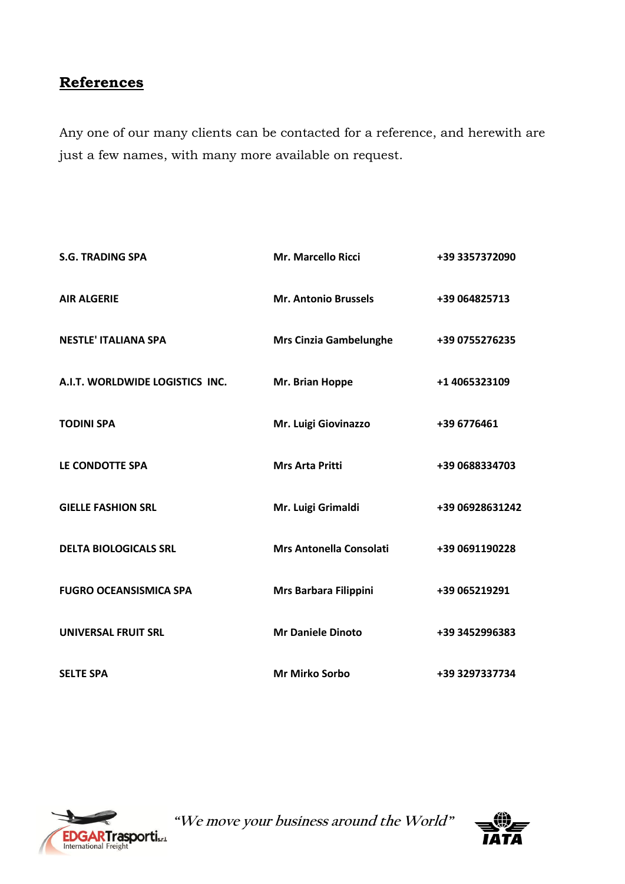## References

Any one of our many clients can be contacted for a reference, and herewith are just a few names, with many more available on request.

| | | |
|---|---|---|
| **S.G. TRADING SPA** | **Mr. Marcello Ricci** | **+39 3357372090** |
| **AIR ALGERIE** | **Mr. Antonio Brussels** | **+39 064825713** |
| **NESTLE' ITALIANA SPA** | **Mrs Cinzia Gambelunghe** | **+39 0755276235** |
| **A.I.T. WORLDWIDE LOGISTICS INC.** | **Mr. Brian Hoppe** | **+1 4065323109** |
| **TODINI SPA** | **Mr. Luigi Giovinazzo** | **+39 6776461** |
| **LE CONDOTTE SPA** | **Mrs Arta Pritti** | **+39 0688334703** |
| **GIELLE FASHION SRL** | **Mr. Luigi Grimaldi** | **+39 06928631242** |
| **DELTA BIOLOGICALS SRL** | **Mrs Antonella Consolati** | **+39 0691190228** |
| **FUGRO OCEANSISMICA SPA** | **Mrs Barbara Filippini** | **+39 065219291** |
| **UNIVERSAL FRUIT SRL** | **Mr Daniele Dinoto** | **+39 3452996383** |
| **SELTE SPA** | **Mr Mirko Sorbo** | **+39 3297337734** |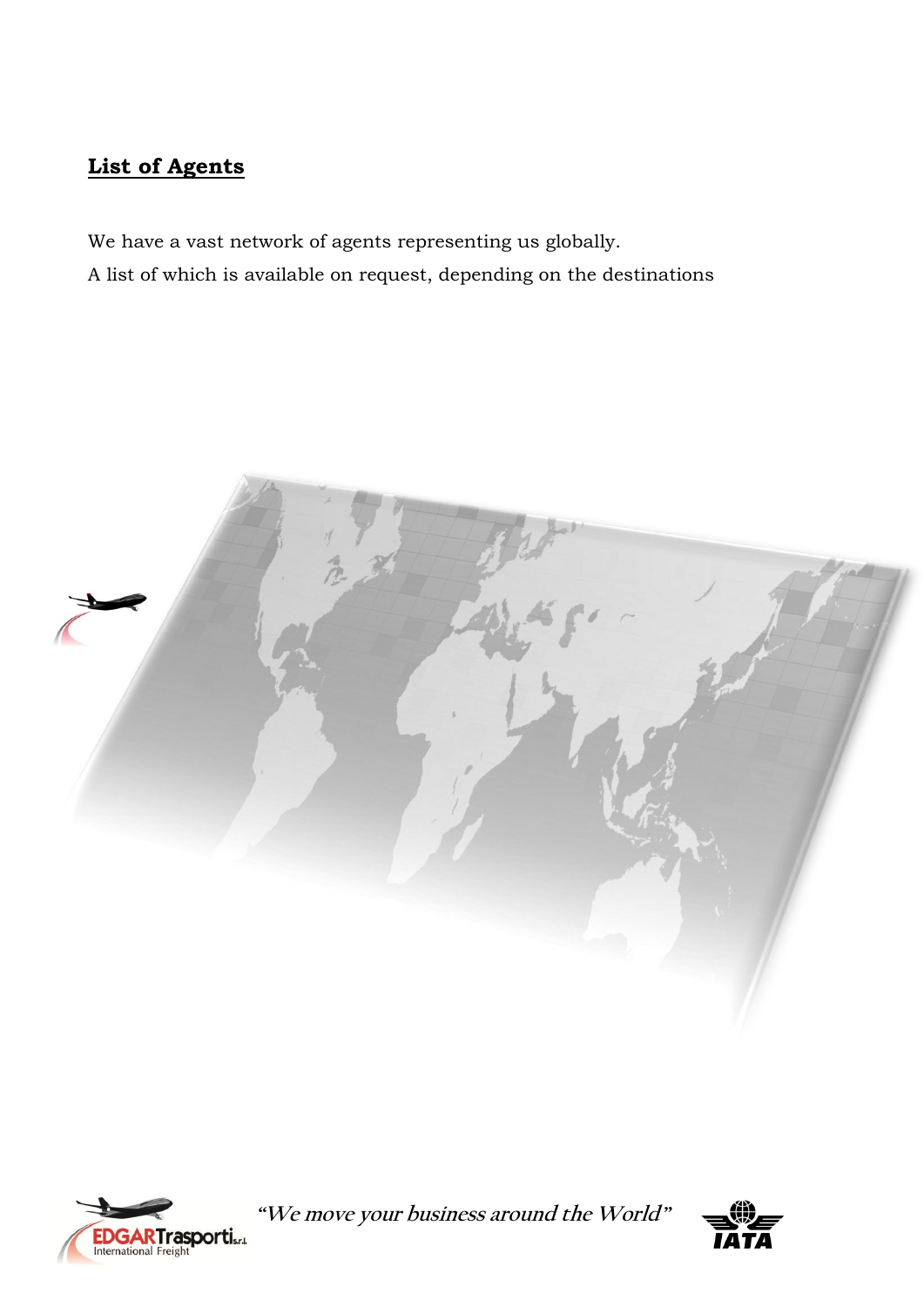## List of Agents

We have a vast network of agents representing us globally.

A list of which is available on request, depending on the destinations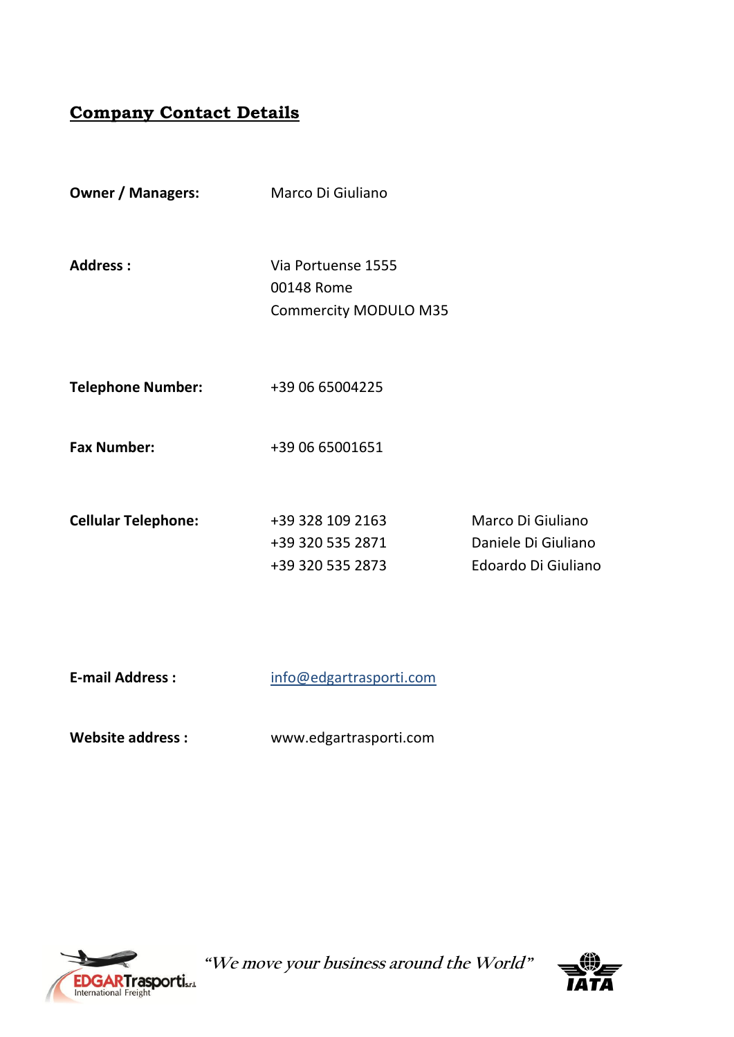## Company Contact Details

| | | |
|---|---|---|
| **Owner / Managers:** | Marco Di Giuliano | |
| **Address :** | Via Portuense 1555<br>00148 Rome<br>Commercity MODULO M35 | |
| **Telephone Number:** | +39 06 65004225 | |
| **Fax Number:** | +39 06 65001651 | |
| **Cellular Telephone:** | +39 328 109 2163 | Marco Di Giuliano |
| | +39 320 535 2871 | Daniele Di Giuliano |
| | +39 320 535 2873 | Edoardo Di Giuliano |
| **E-mail Address :** | info@edgartrasporti.com | |
| **Website address :** | www.edgartrasporti.com | |